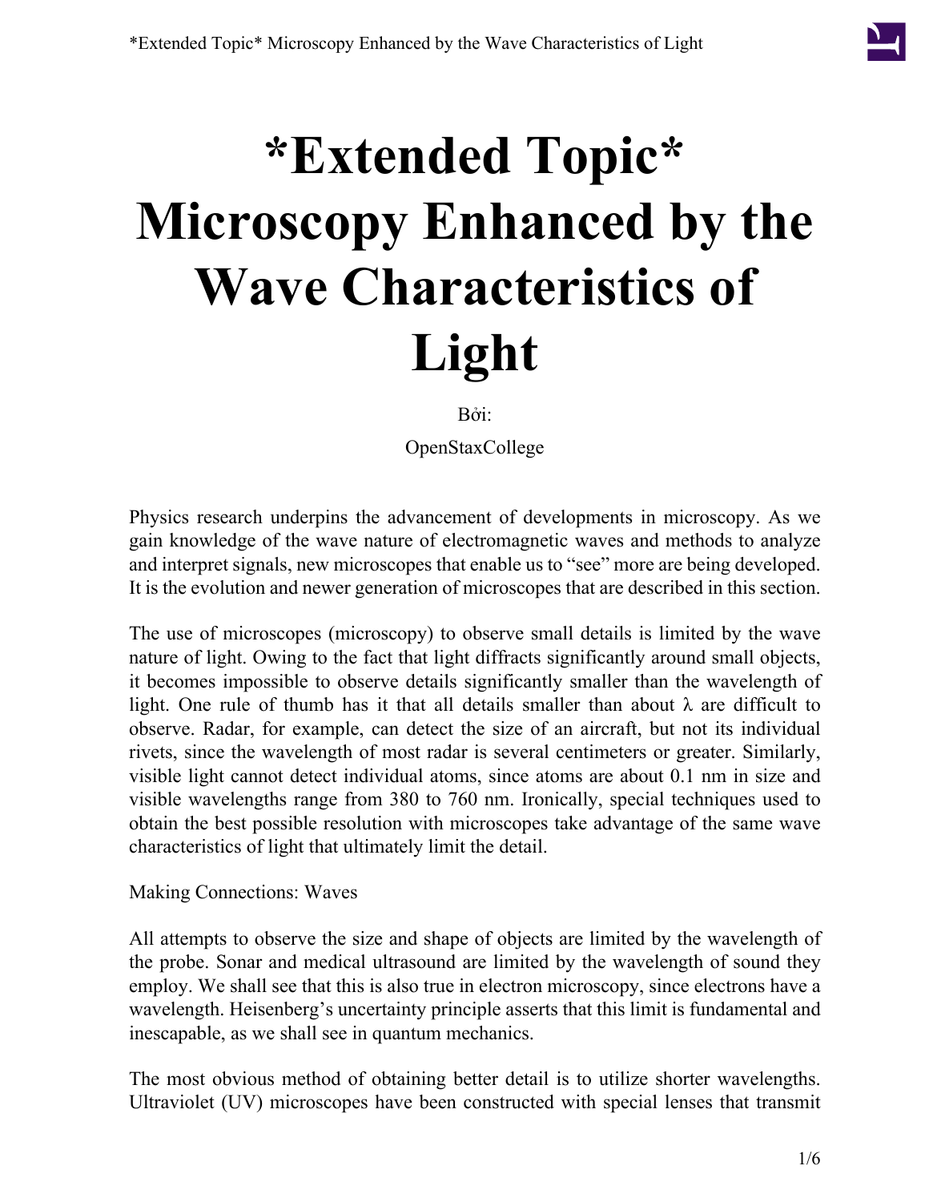# *Extended Topic* Microscopy Enhanced by the Wave Characteristics of Light

Bởi:

OpenStaxCollege

Physics research underpins the advancement of developments in microscopy. As we gain knowledge of the wave nature of electromagnetic waves and methods to analyze and interpret signals, new microscopes that enable us to "see" more are being developed. It is the evolution and newer generation of microscopes that are described in this section.

The use of microscopes (microscopy) to observe small details is limited by the wave nature of light. Owing to the fact that light diffracts significantly around small objects, it becomes impossible to observe details significantly smaller than the wavelength of light. One rule of thumb has it that all details smaller than about $\lambda$ are difficult to observe. Radar, for example, can detect the size of an aircraft, but not its individual rivets, since the wavelength of most radar is several centimeters or greater. Similarly, visible light cannot detect individual atoms, since atoms are about 0.1 nm in size and visible wavelengths range from 380 to 760 nm. Ironically, special techniques used to obtain the best possible resolution with microscopes take advantage of the same wave characteristics of light that ultimately limit the detail.

Making Connections: Waves

All attempts to observe the size and shape of objects are limited by the wavelength of the probe. Sonar and medical ultrasound are limited by the wavelength of sound they employ. We shall see that this is also true in electron microscopy, since electrons have a wavelength. Heisenberg's uncertainty principle asserts that this limit is fundamental and inescapable, as we shall see in quantum mechanics.

The most obvious method of obtaining better detail is to utilize shorter wavelengths. Ultraviolet (UV) microscopes have been constructed with special lenses that transmit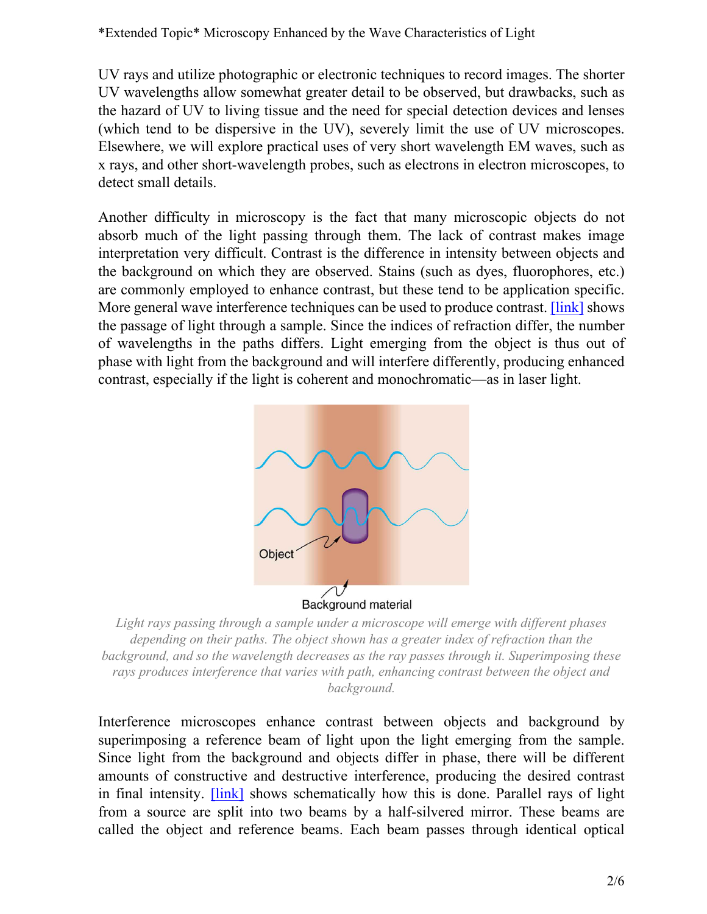UV rays and utilize photographic or electronic techniques to record images. The shorter UV wavelengths allow somewhat greater detail to be observed, but drawbacks, such as the hazard of UV to living tissue and the need for special detection devices and lenses (which tend to be dispersive in the UV), severely limit the use of UV microscopes. Elsewhere, we will explore practical uses of very short wavelength EM waves, such as x rays, and other short-wavelength probes, such as electrons in electron microscopes, to detect small details.

Another difficulty in microscopy is the fact that many microscopic objects do not absorb much of the light passing through them. The lack of contrast makes image interpretation very difficult. Contrast is the difference in intensity between objects and the background on which they are observed. Stains (such as dyes, fluorophores, etc.) are commonly employed to enhance contrast, but these tend to be application specific. More general wave interference techniques can be used to produce contrast. [link] shows the passage of light through a sample. Since the indices of refraction differ, the number of wavelengths in the paths differs. Light emerging from the object is thus out of phase with light from the background and will interfere differently, producing enhanced contrast, especially if the light is coherent and monochromatic—as in laser light.

*Light rays passing through a sample under a microscope will emerge with different phases depending on their paths. The object shown has a greater index of refraction than the background, and so the wavelength decreases as the ray passes through it. Superimposing these rays produces interference that varies with path, enhancing contrast between the object and background.*

Interference microscopes enhance contrast between objects and background by superimposing a reference beam of light upon the light emerging from the sample. Since light from the background and objects differ in phase, there will be different amounts of constructive and destructive interference, producing the desired contrast in final intensity. [link] shows schematically how this is done. Parallel rays of light from a source are split into two beams by a half-silvered mirror. These beams are called the object and reference beams. Each beam passes through identical optical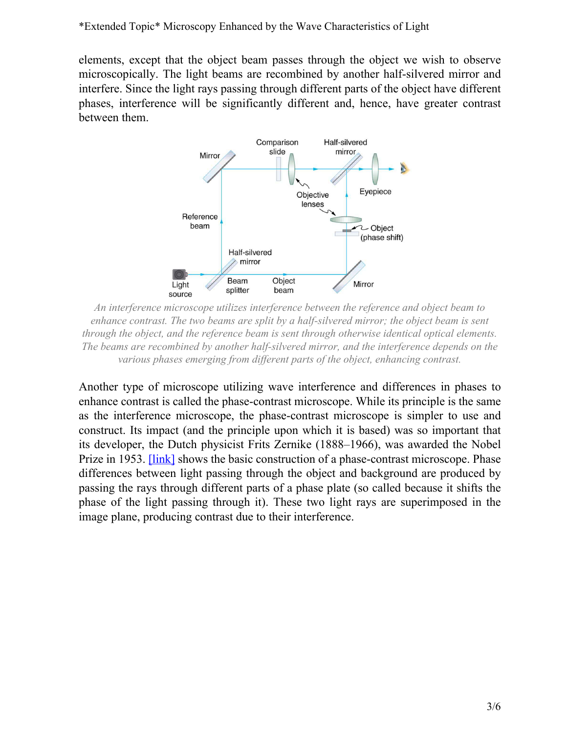elements, except that the object beam passes through the object we wish to observe microscopically. The light beams are recombined by another half-silvered mirror and interfere. Since the light rays passing through different parts of the object have different phases, interference will be significantly different and, hence, have greater contrast between them.

*An interference microscope utilizes interference between the reference and object beam to enhance contrast. The two beams are split by a half-silvered mirror; the object beam is sent through the object, and the reference beam is sent through otherwise identical optical elements. The beams are recombined by another half-silvered mirror, and the interference depends on the various phases emerging from different parts of the object, enhancing contrast.*

Another type of microscope utilizing wave interference and differences in phases to enhance contrast is called the phase-contrast microscope. While its principle is the same as the interference microscope, the phase-contrast microscope is simpler to use and construct. Its impact (and the principle upon which it is based) was so important that its developer, the Dutch physicist Frits Zernike (1888–1966), was awarded the Nobel Prize in 1953. [link] shows the basic construction of a phase-contrast microscope. Phase differences between light passing through the object and background are produced by passing the rays through different parts of a phase plate (so called because it shifts the phase of the light passing through it). These two light rays are superimposed in the image plane, producing contrast due to their interference.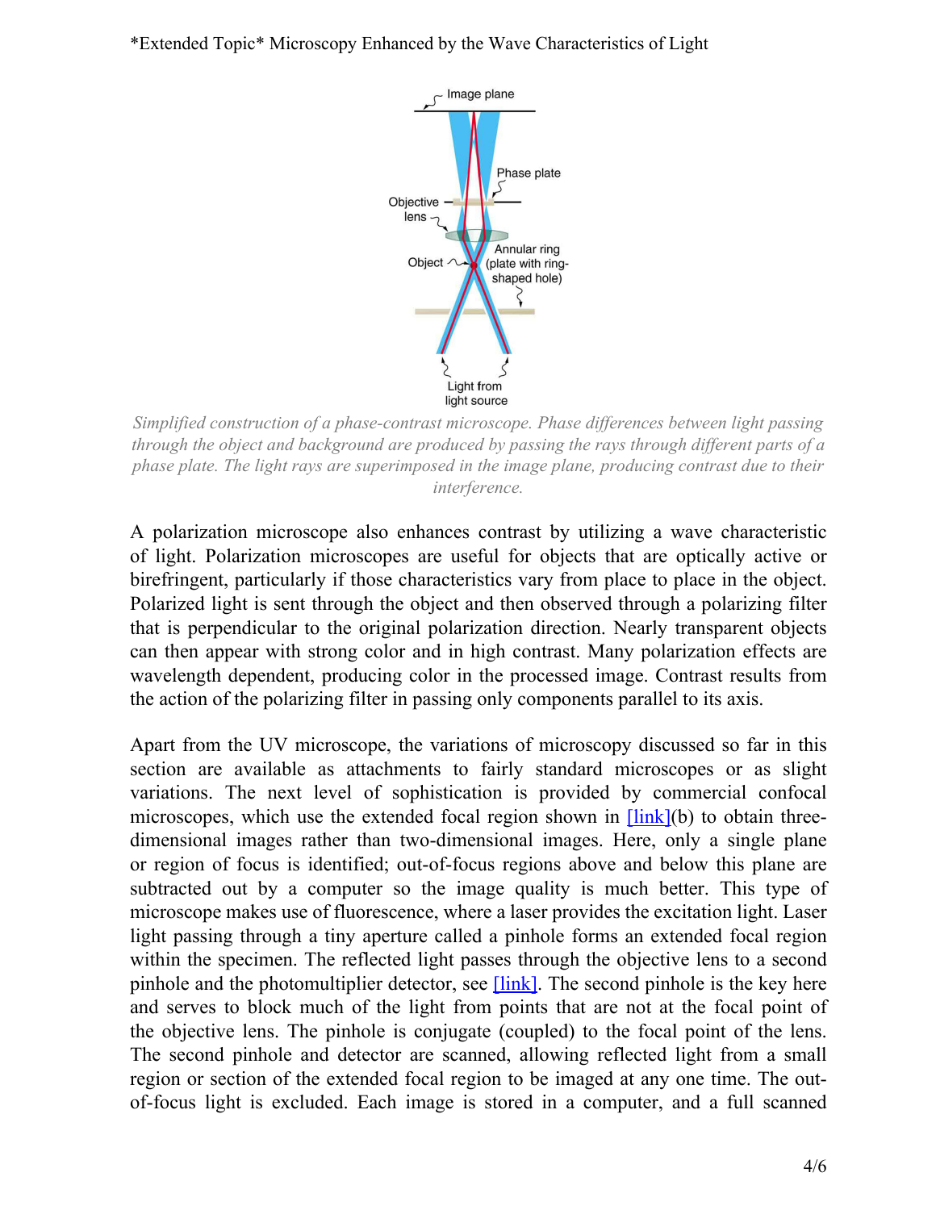Simplified construction of a phase-contrast microscope. Phase differences between light passing through the object and background are produced by passing the rays through different parts of a phase plate. The light rays are superimposed in the image plane, producing contrast due to their interference.

A polarization microscope also enhances contrast by utilizing a wave characteristic of light. Polarization microscopes are useful for objects that are optically active or birefringent, particularly if those characteristics vary from place to place in the object. Polarized light is sent through the object and then observed through a polarizing filter that is perpendicular to the original polarization direction. Nearly transparent objects can then appear with strong color and in high contrast. Many polarization effects are wavelength dependent, producing color in the processed image. Contrast results from the action of the polarizing filter in passing only components parallel to its axis.

Apart from the UV microscope, the variations of microscopy discussed so far in this section are available as attachments to fairly standard microscopes or as slight variations. The next level of sophistication is provided by commercial confocal microscopes, which use the extended focal region shown in [link](b) to obtain three-dimensional images rather than two-dimensional images. Here, only a single plane or region of focus is identified; out-of-focus regions above and below this plane are subtracted out by a computer so the image quality is much better. This type of microscope makes use of fluorescence, where a laser provides the excitation light. Laser light passing through a tiny aperture called a pinhole forms an extended focal region within the specimen. The reflected light passes through the objective lens to a second pinhole and the photomultiplier detector, see [link]. The second pinhole is the key here and serves to block much of the light from points that are not at the focal point of the objective lens. The pinhole is conjugate (coupled) to the focal point of the lens. The second pinhole and detector are scanned, allowing reflected light from a small region or section of the extended focal region to be imaged at any one time. The out-of-focus light is excluded. Each image is stored in a computer, and a full scanned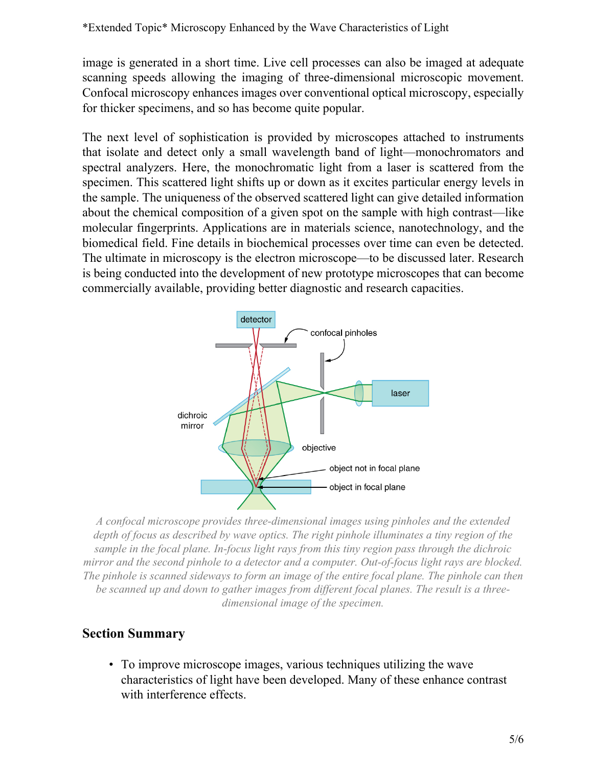image is generated in a short time. Live cell processes can also be imaged at adequate scanning speeds allowing the imaging of three-dimensional microscopic movement. Confocal microscopy enhances images over conventional optical microscopy, especially for thicker specimens, and so has become quite popular.

The next level of sophistication is provided by microscopes attached to instruments that isolate and detect only a small wavelength band of light—monochromators and spectral analyzers. Here, the monochromatic light from a laser is scattered from the specimen. This scattered light shifts up or down as it excites particular energy levels in the sample. The uniqueness of the observed scattered light can give detailed information about the chemical composition of a given spot on the sample with high contrast—like molecular fingerprints. Applications are in materials science, nanotechnology, and the biomedical field. Fine details in biochemical processes over time can even be detected. The ultimate in microscopy is the electron microscope—to be discussed later. Research is being conducted into the development of new prototype microscopes that can become commercially available, providing better diagnostic and research capacities.

*A confocal microscope provides three-dimensional images using pinholes and the extended depth of focus as described by wave optics. The right pinhole illuminates a tiny region of the sample in the focal plane. In-focus light rays from this tiny region pass through the dichroic mirror and the second pinhole to a detector and a computer. Out-of-focus light rays are blocked. The pinhole is scanned sideways to form an image of the entire focal plane. The pinhole can then be scanned up and down to gather images from different focal planes. The result is a three-dimensional image of the specimen.*

## Section Summary

- To improve microscope images, various techniques utilizing the wave characteristics of light have been developed. Many of these enhance contrast with interference effects.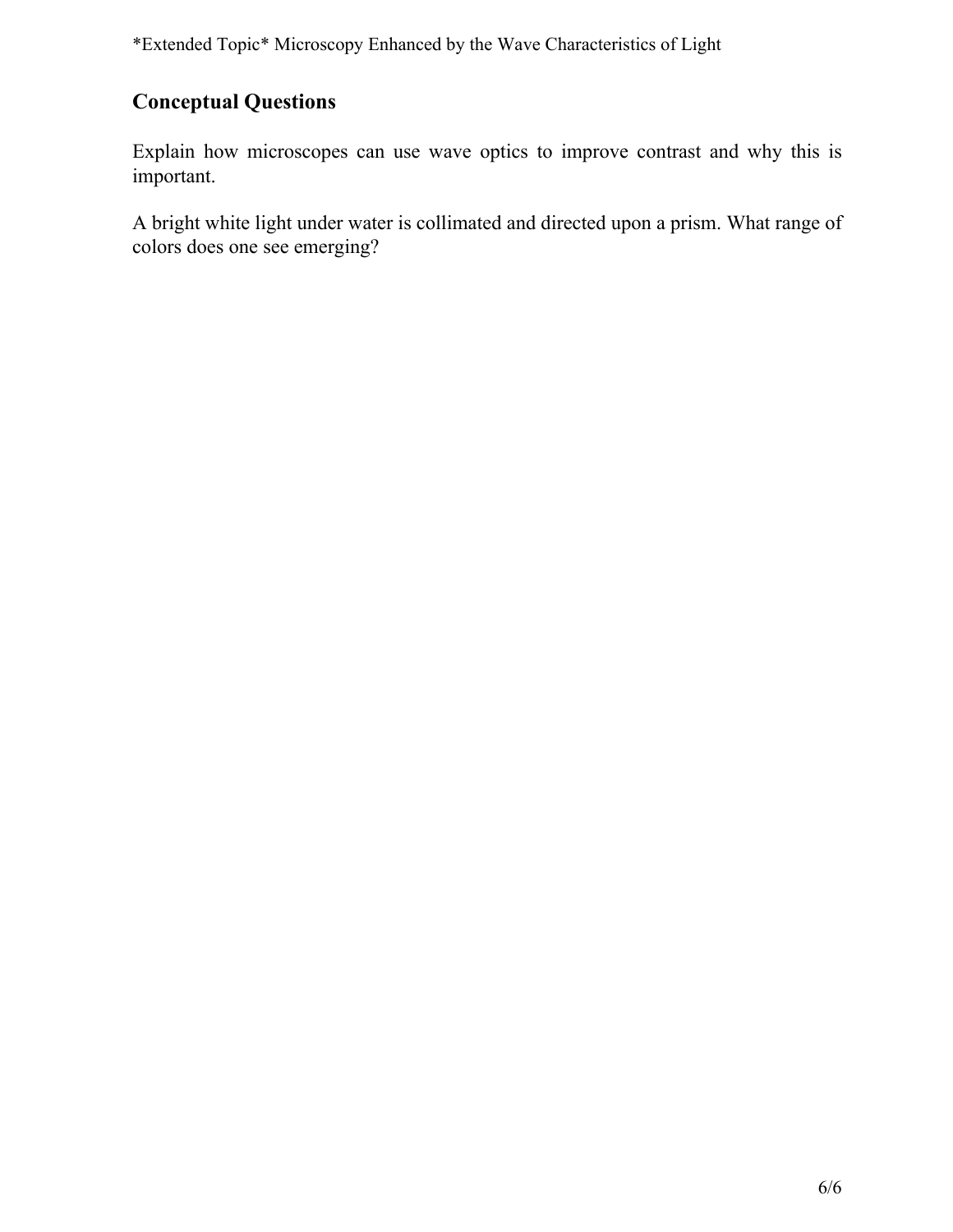## Conceptual Questions

Explain how microscopes can use wave optics to improve contrast and why this is important.

A bright white light under water is collimated and directed upon a prism. What range of colors does one see emerging?